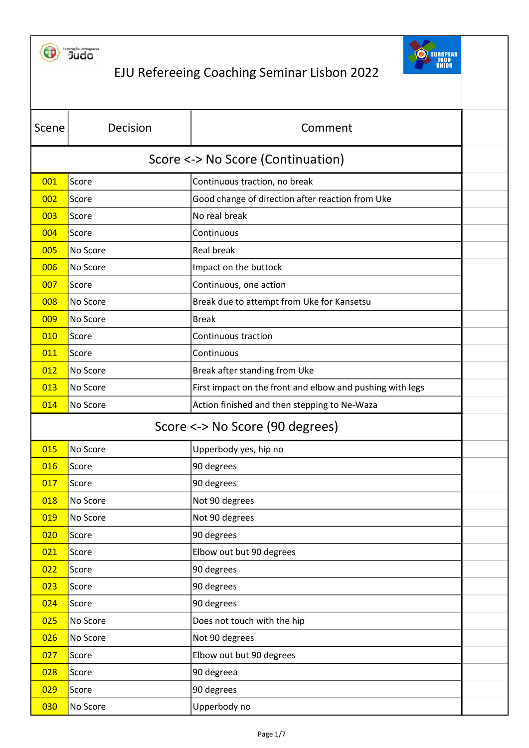# EJU Refereeing Coaching Seminar Lisbon 2022

| Scene | Decision | Comment |
|---|---|---|
| **Score <-> No Score (Continuation)** | | |
| 001 | Score | Continuous traction, no break |
| 002 | Score | Good change of direction after reaction from Uke |
| 003 | Score | No real break |
| 004 | Score | Continuous |
| 005 | No Score | Real break |
| 006 | No Score | Impact on the buttock |
| 007 | Score | Continuous, one action |
| 008 | No Score | Break due to attempt from Uke for Kansetsu |
| 009 | No Score | Break |
| 010 | Score | Continuous traction |
| 011 | Score | Continuous |
| 012 | No Score | Break after standing from Uke |
| 013 | No Score | First impact on the front and elbow and pushing with legs |
| 014 | No Score | Action finished and then stepping to Ne-Waza |
| **Score <-> No Score (90 degrees)** | | |
| 015 | No Score | Upperbody yes, hip no |
| 016 | Score | 90 degrees |
| 017 | Score | 90 degrees |
| 018 | No Score | Not 90 degrees |
| 019 | No Score | Not 90 degrees |
| 020 | Score | 90 degrees |
| 021 | Score | Elbow out but 90 degrees |
| 022 | Score | 90 degrees |
| 023 | Score | 90 degrees |
| 024 | Score | 90 degrees |
| 025 | No Score | Does not touch with the hip |
| 026 | No Score | Not 90 degrees |
| 027 | Score | Elbow out but 90 degrees |
| 028 | Score | 90 degreea |
| 029 | Score | 90 degrees |
| 030 | No Score | Upperbody no |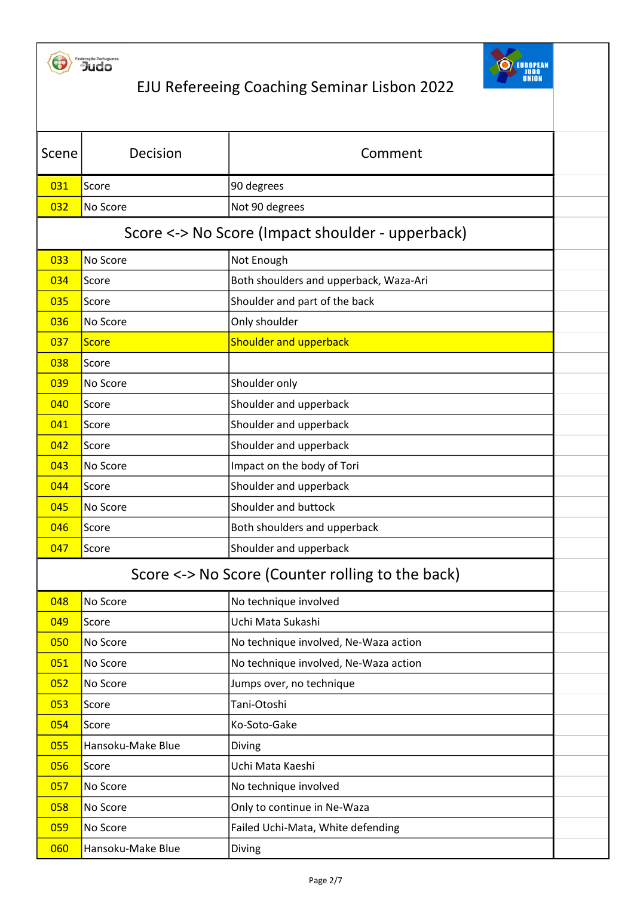EJU Refereeing Coaching Seminar Lisbon 2022

| Scene | Decision | Comment |
|---|---|---|
| 031 | Score | 90 degrees |
| 032 | No Score | Not 90 degrees |
| **Score <-> No Score (Impact shoulder - upperback)** | | |
| 033 | No Score | Not Enough |
| 034 | Score | Both shoulders and upperback, Waza-Ari |
| 035 | Score | Shoulder and part of the back |
| 036 | No Score | Only shoulder |
| 037 | Score | Shoulder and upperback |
| 038 | Score | |
| 039 | No Score | Shoulder only |
| 040 | Score | Shoulder and upperback |
| 041 | Score | Shoulder and upperback |
| 042 | Score | Shoulder and upperback |
| 043 | No Score | Impact on the body of Tori |
| 044 | Score | Shoulder and upperback |
| 045 | No Score | Shoulder and buttock |
| 046 | Score | Both shoulders and upperback |
| 047 | Score | Shoulder and upperback |
| **Score <-> No Score (Counter rolling to the back)** | | |
| 048 | No Score | No technique involved |
| 049 | Score | Uchi Mata Sukashi |
| 050 | No Score | No technique involved, Ne-Waza action |
| 051 | No Score | No technique involved, Ne-Waza action |
| 052 | No Score | Jumps over, no technique |
| 053 | Score | Tani-Otoshi |
| 054 | Score | Ko-Soto-Gake |
| 055 | Hansoku-Make Blue | Diving |
| 056 | Score | Uchi Mata Kaeshi |
| 057 | No Score | No technique involved |
| 058 | No Score | Only to continue in Ne-Waza |
| 059 | No Score | Failed Uchi-Mata, White defending |
| 060 | Hansoku-Make Blue | Diving |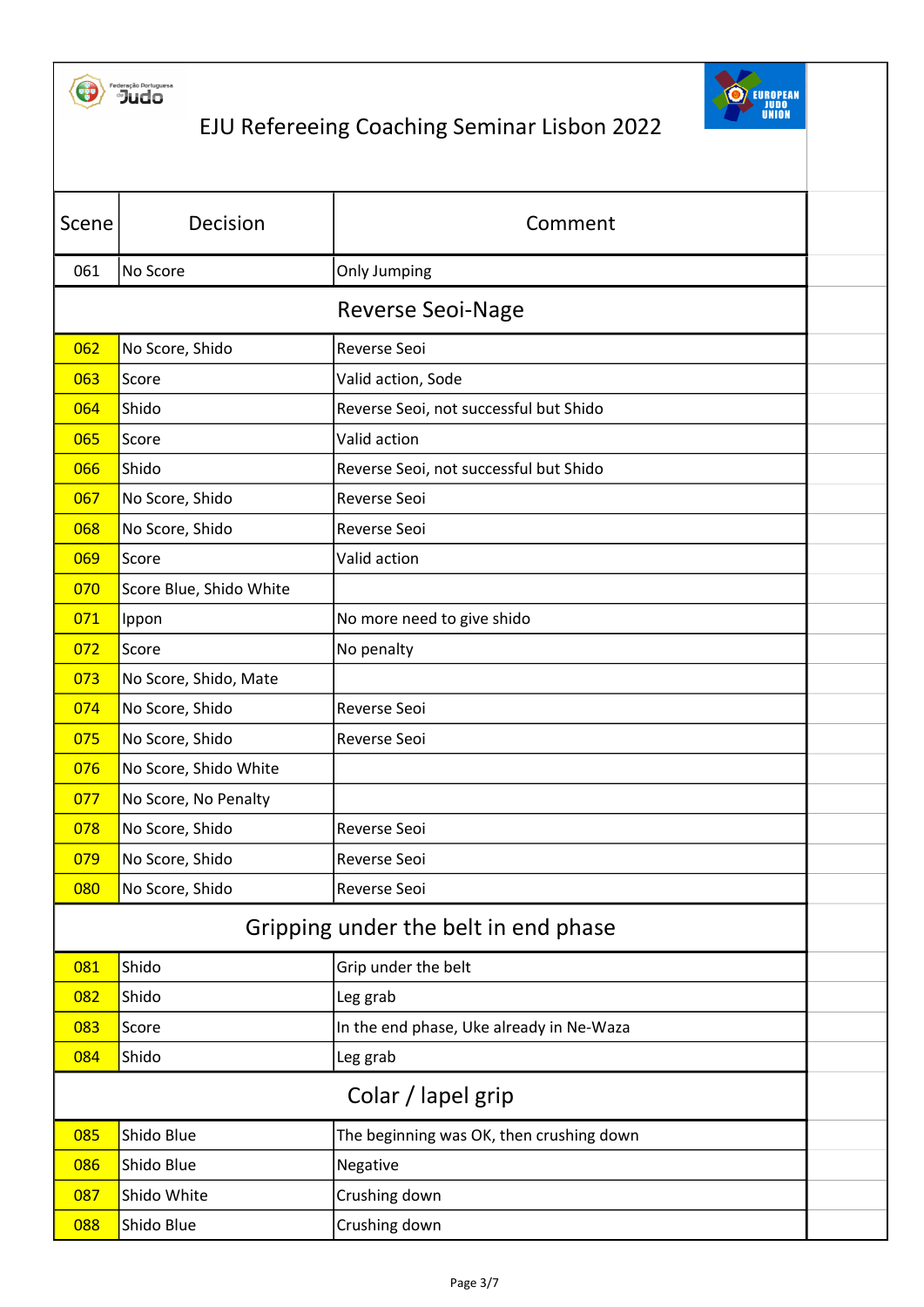# EJU Refereeing Coaching Seminar Lisbon 2022

| Scene | Decision | Comment |
|---|---|---|
| 061 | No Score | Only Jumping |
| | **Reverse Seoi-Nage** | |
| 062 | No Score, Shido | Reverse Seoi |
| 063 | Score | Valid action, Sode |
| 064 | Shido | Reverse Seoi, not successful but Shido |
| 065 | Score | Valid action |
| 066 | Shido | Reverse Seoi, not successful but Shido |
| 067 | No Score, Shido | Reverse Seoi |
| 068 | No Score, Shido | Reverse Seoi |
| 069 | Score | Valid action |
| 070 | Score Blue, Shido White | |
| 071 | Ippon | No more need to give shido |
| 072 | Score | No penalty |
| 073 | No Score, Shido, Mate | |
| 074 | No Score, Shido | Reverse Seoi |
| 075 | No Score, Shido | Reverse Seoi |
| 076 | No Score, Shido White | |
| 077 | No Score, No Penalty | |
| 078 | No Score, Shido | Reverse Seoi |
| 079 | No Score, Shido | Reverse Seoi |
| 080 | No Score, Shido | Reverse Seoi |
| | **Gripping under the belt in end phase** | |
| 081 | Shido | Grip under the belt |
| 082 | Shido | Leg grab |
| 083 | Score | In the end phase, Uke already in Ne-Waza |
| 084 | Shido | Leg grab |
| | **Colar / lapel grip** | |
| 085 | Shido Blue | The beginning was OK, then crushing down |
| 086 | Shido Blue | Negative |
| 087 | Shido White | Crushing down |
| 088 | Shido Blue | Crushing down |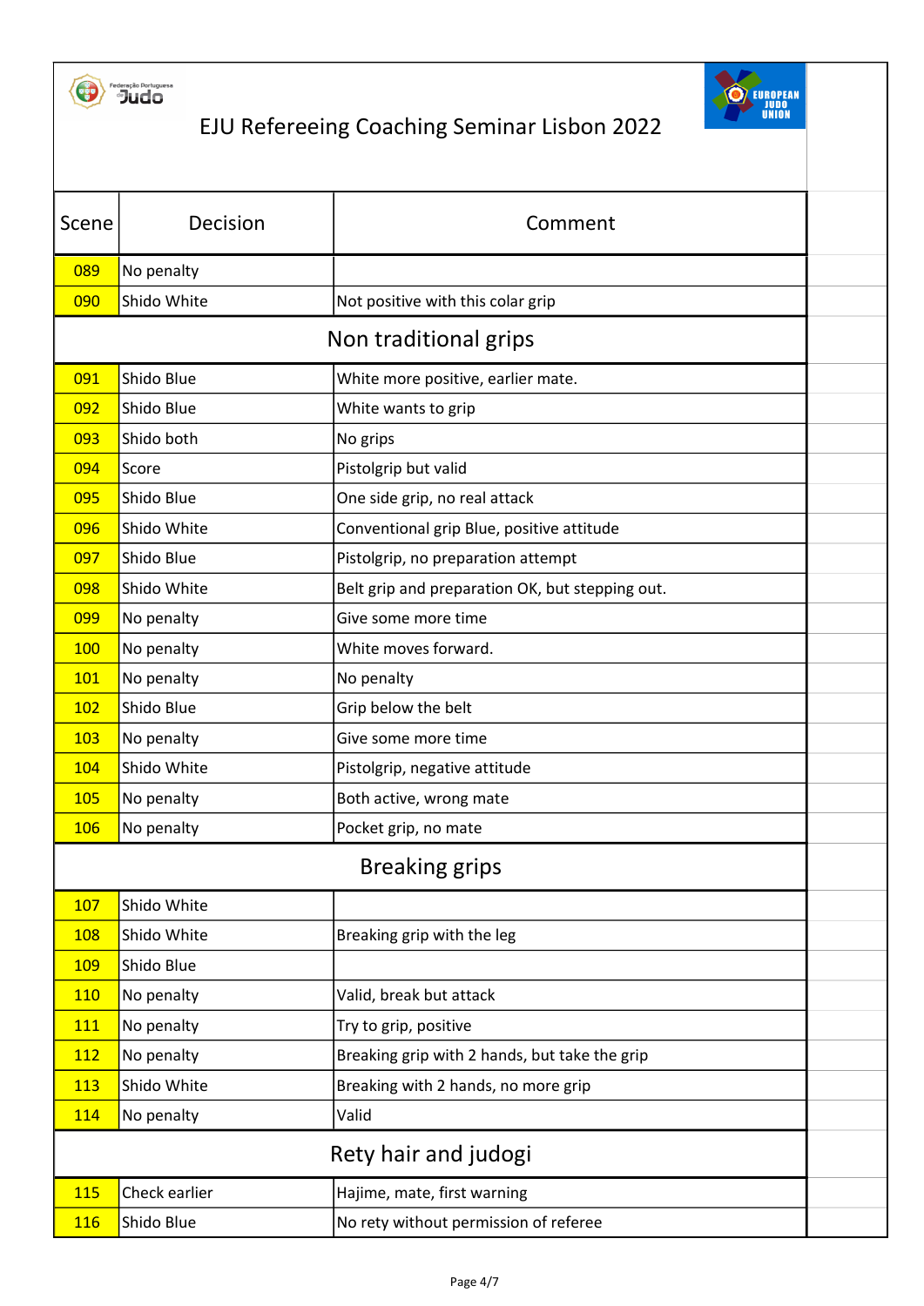# EJU Refereeing Coaching Seminar Lisbon 2022

| Scene | Decision | Comment |
|---|---|---|
| 089 | No penalty | |
| 090 | Shido White | Not positive with this colar grip |
| **Non traditional grips** | | |
| 091 | Shido Blue | White more positive, earlier mate. |
| 092 | Shido Blue | White wants to grip |
| 093 | Shido both | No grips |
| 094 | Score | Pistolgrip but valid |
| 095 | Shido Blue | One side grip, no real attack |
| 096 | Shido White | Conventional grip Blue, positive attitude |
| 097 | Shido Blue | Pistolgrip, no preparation attempt |
| 098 | Shido White | Belt grip and preparation OK, but stepping out. |
| 099 | No penalty | Give some more time |
| 100 | No penalty | White moves forward. |
| 101 | No penalty | No penalty |
| 102 | Shido Blue | Grip below the belt |
| 103 | No penalty | Give some more time |
| 104 | Shido White | Pistolgrip, negative attitude |
| 105 | No penalty | Both active, wrong mate |
| 106 | No penalty | Pocket grip, no mate |
| **Breaking grips** | | |
| 107 | Shido White | |
| 108 | Shido White | Breaking grip with the leg |
| 109 | Shido Blue | |
| 110 | No penalty | Valid, break but attack |
| 111 | No penalty | Try to grip, positive |
| 112 | No penalty | Breaking grip with 2 hands, but take the grip |
| 113 | Shido White | Breaking with 2 hands, no more grip |
| 114 | No penalty | Valid |
| **Rety hair and judogi** | | |
| 115 | Check earlier | Hajime, mate, first warning |
| 116 | Shido Blue | No rety without permission of referee |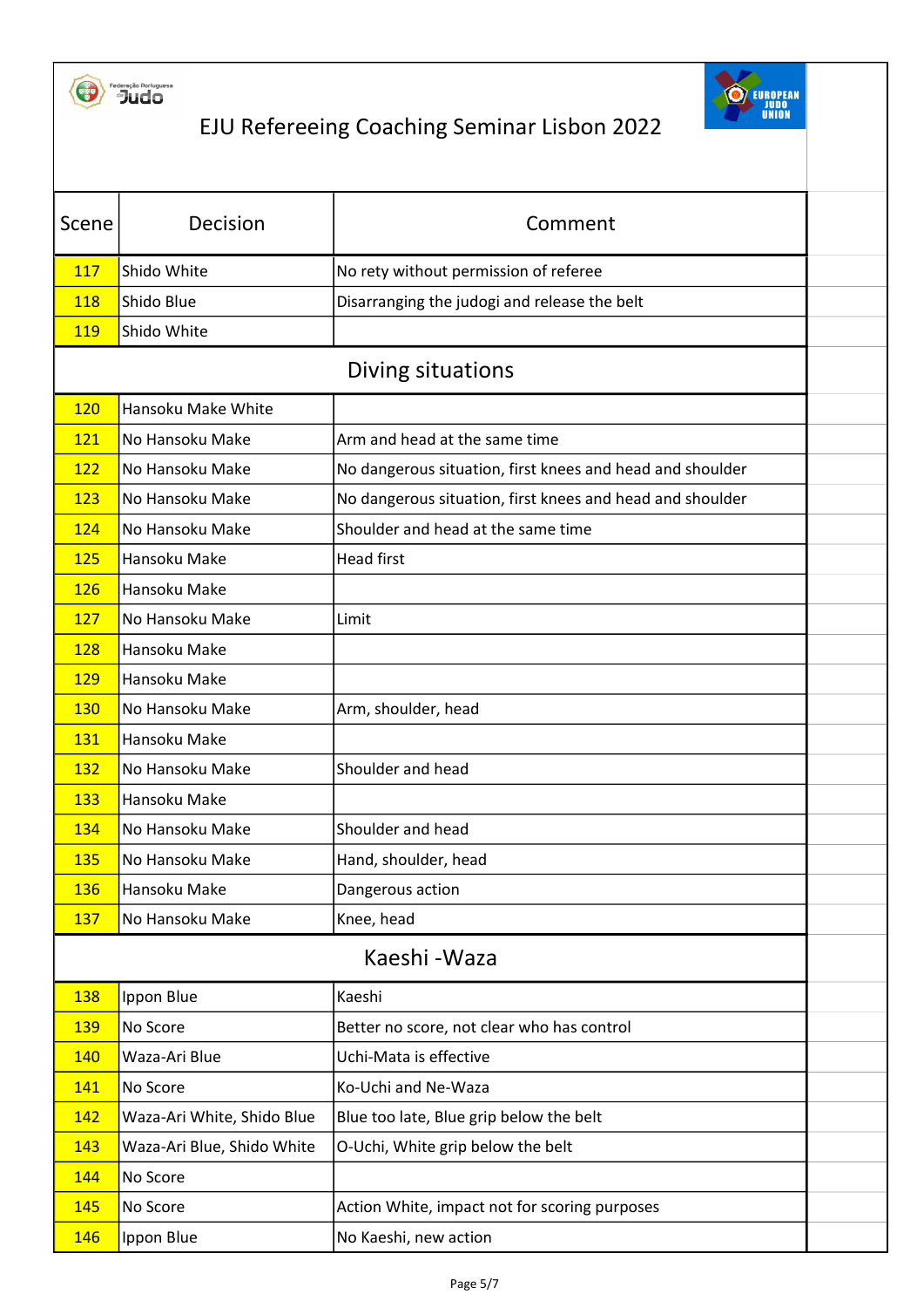# EJU Refereeing Coaching Seminar Lisbon 2022

| Scene | Decision | Comment |
|---|---|---|
| 117 | Shido White | No rety without permission of referee |
| 118 | Shido Blue | Disarranging the judogi and release the belt |
| 119 | Shido White | |
| **Diving situations** | | |
| 120 | Hansoku Make White | |
| 121 | No Hansoku Make | Arm and head at the same time |
| 122 | No Hansoku Make | No dangerous situation, first knees and head and shoulder |
| 123 | No Hansoku Make | No dangerous situation, first knees and head and shoulder |
| 124 | No Hansoku Make | Shoulder and head at the same time |
| 125 | Hansoku Make | Head first |
| 126 | Hansoku Make | |
| 127 | No Hansoku Make | Limit |
| 128 | Hansoku Make | |
| 129 | Hansoku Make | |
| 130 | No Hansoku Make | Arm, shoulder, head |
| 131 | Hansoku Make | |
| 132 | No Hansoku Make | Shoulder and head |
| 133 | Hansoku Make | |
| 134 | No Hansoku Make | Shoulder and head |
| 135 | No Hansoku Make | Hand, shoulder, head |
| 136 | Hansoku Make | Dangerous action |
| 137 | No Hansoku Make | Knee, head |
| **Kaeshi -Waza** | | |
| 138 | Ippon Blue | Kaeshi |
| 139 | No Score | Better no score, not clear who has control |
| 140 | Waza-Ari Blue | Uchi-Mata is effective |
| 141 | No Score | Ko-Uchi and Ne-Waza |
| 142 | Waza-Ari White, Shido Blue | Blue too late, Blue grip below the belt |
| 143 | Waza-Ari Blue, Shido White | O-Uchi, White grip below the belt |
| 144 | No Score | |
| 145 | No Score | Action White, impact not for scoring purposes |
| 146 | Ippon Blue | No Kaeshi, new action |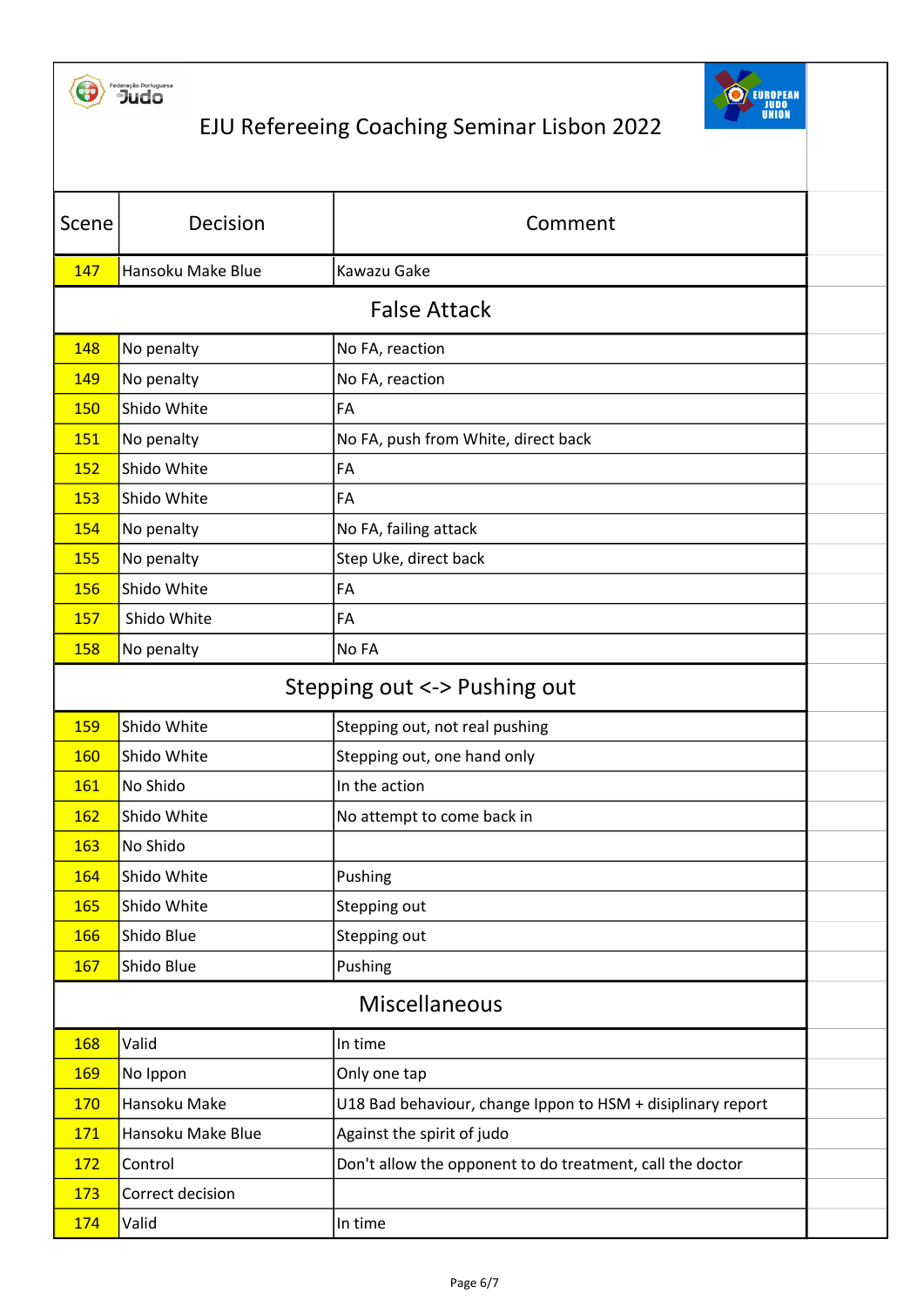# EJU Refereeing Coaching Seminar Lisbon 2022

| Scene | Decision | Comment |
|---|---|---|
| 147 | Hansoku Make Blue | Kawazu Gake |
| **False Attack** | | |
| 148 | No penalty | No FA, reaction |
| 149 | No penalty | No FA, reaction |
| 150 | Shido White | FA |
| 151 | No penalty | No FA, push from White, direct back |
| 152 | Shido White | FA |
| 153 | Shido White | FA |
| 154 | No penalty | No FA, failing attack |
| 155 | No penalty | Step Uke, direct back |
| 156 | Shido White | FA |
| 157 | Shido White | FA |
| 158 | No penalty | No FA |
| **Stepping out <-> Pushing out** | | |
| 159 | Shido White | Stepping out, not real pushing |
| 160 | Shido White | Stepping out, one hand only |
| 161 | No Shido | In the action |
| 162 | Shido White | No attempt to come back in |
| 163 | No Shido | |
| 164 | Shido White | Pushing |
| 165 | Shido White | Stepping out |
| 166 | Shido Blue | Stepping out |
| 167 | Shido Blue | Pushing |
| **Miscellaneous** | | |
| 168 | Valid | In time |
| 169 | No Ippon | Only one tap |
| 170 | Hansoku Make | U18 Bad behaviour, change Ippon to HSM + disiplinary report |
| 171 | Hansoku Make Blue | Against the spirit of judo |
| 172 | Control | Don't allow the opponent to do treatment, call the doctor |
| 173 | Correct decision | |
| 174 | Valid | In time |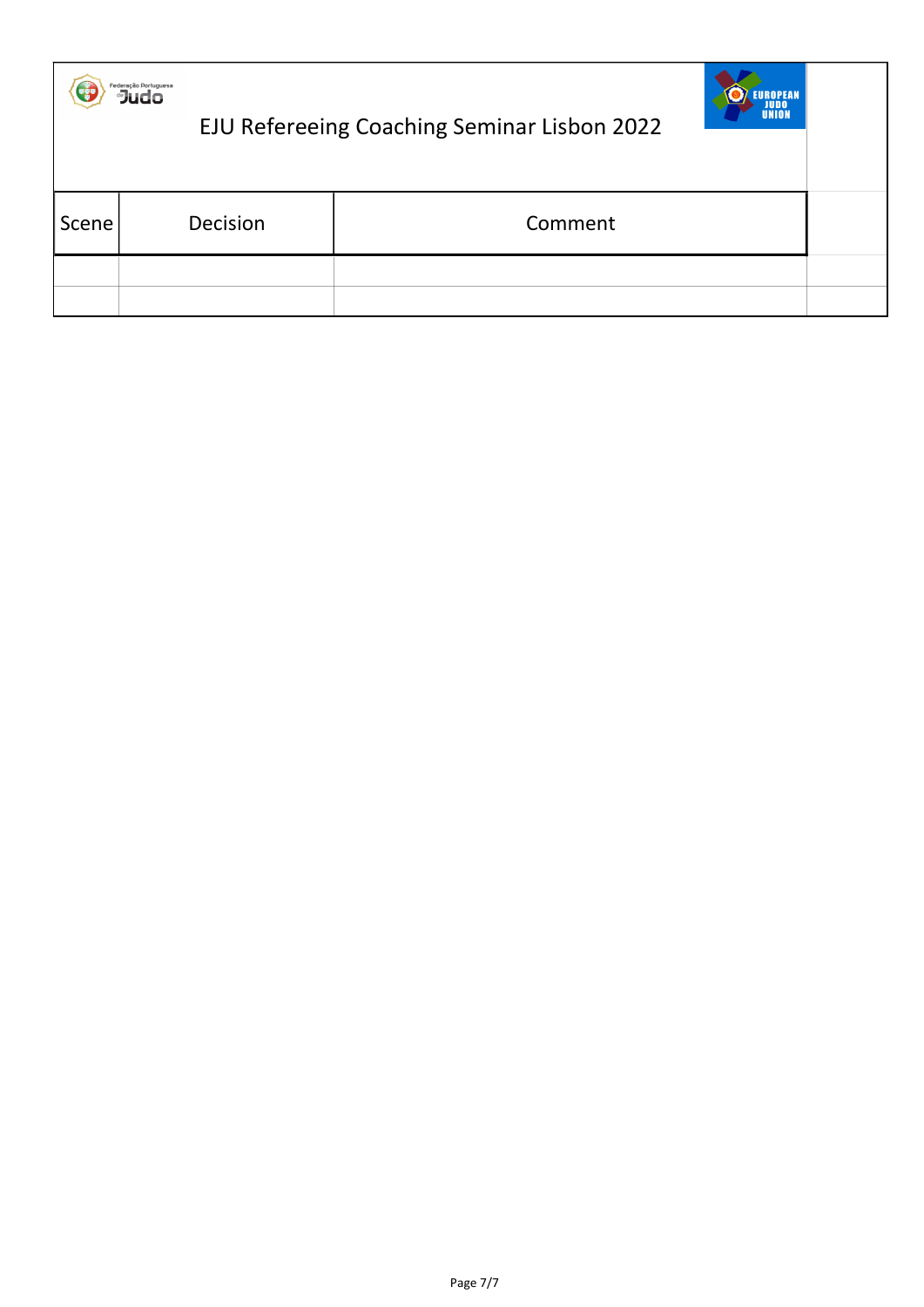# EJU Refereeing Coaching Seminar Lisbon 2022

| Scene | Decision | Comment |
|---|---|---|
| | | |
| | | |